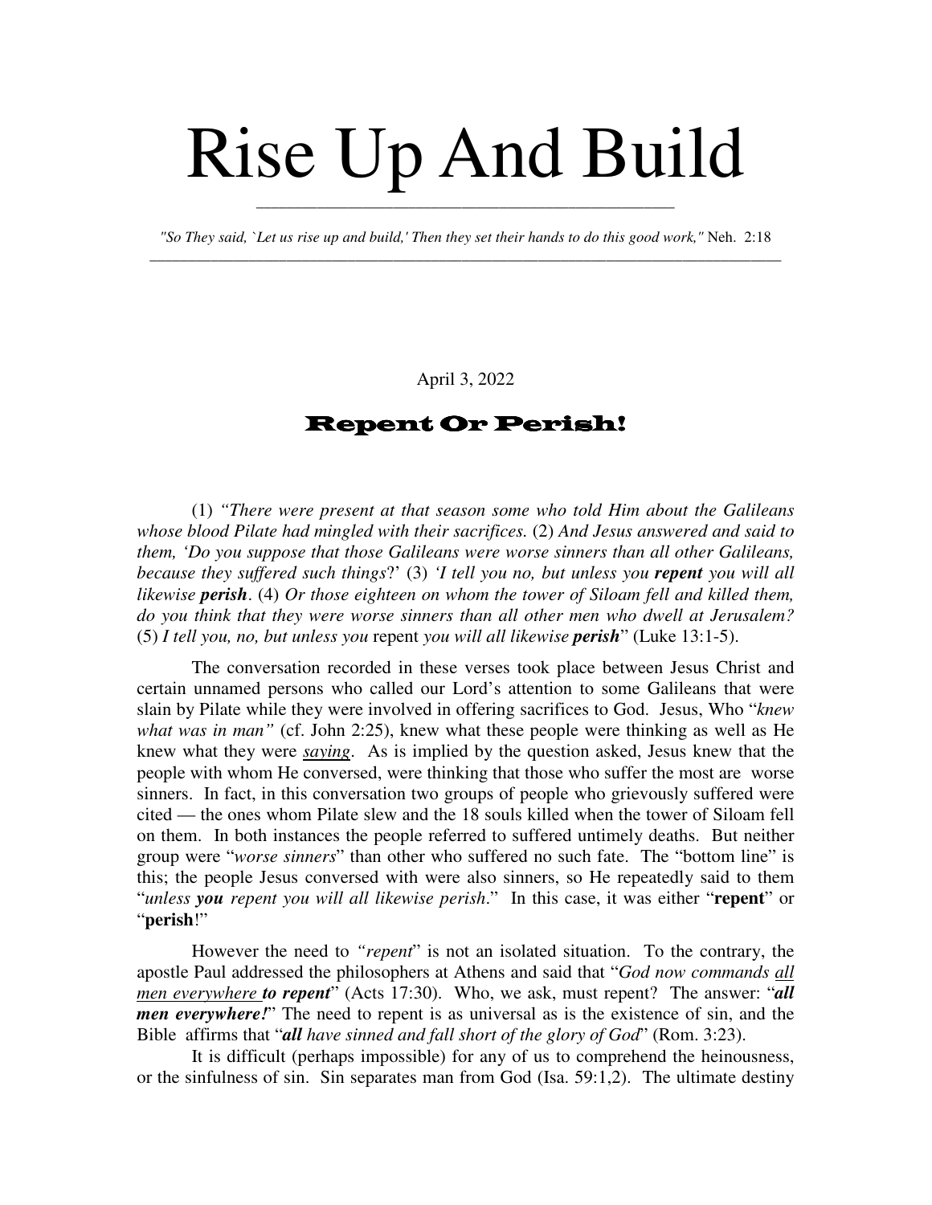# Rise Up And Build

*"So They said, `Let us rise up and build,' Then they set their hands to do this good work,"* Neh. 2:18

April 3, 2022

## Repent Or Perish!

(1) *"There were present at that season some who told Him about the Galileans whose blood Pilate had mingled with their sacrifices.* (2) *And Jesus answered and said to them, 'Do you suppose that those Galileans were worse sinners than all other Galileans, because they suffered such things*?' (3) *'I tell you no, but unless you* ***repent*** *you will all likewise* ***perish***. (4) *Or those eighteen on whom the tower of Siloam fell and killed them, do you think that they were worse sinners than all other men who dwell at Jerusalem?* (5) *I tell you, no, but unless you* repent *you will all likewise* ***perish***" (Luke 13:1-5).

The conversation recorded in these verses took place between Jesus Christ and certain unnamed persons who called our Lord's attention to some Galileans that were slain by Pilate while they were involved in offering sacrifices to God. Jesus, Who "*knew what was in man"* (cf. John 2:25), knew what these people were thinking as well as He knew what they were *saying*. As is implied by the question asked, Jesus knew that the people with whom He conversed, were thinking that those who suffer the most are worse sinners. In fact, in this conversation two groups of people who grievously suffered were cited — the ones whom Pilate slew and the 18 souls killed when the tower of Siloam fell on them. In both instances the people referred to suffered untimely deaths. But neither group were "*worse sinners*" than other who suffered no such fate. The "bottom line" is this; the people Jesus conversed with were also sinners, so He repeatedly said to them "*unless* ***you*** *repent you will all likewise perish*." In this case, it was either "**repent**" or "**perish**!"

However the need to *"repent*" is not an isolated situation. To the contrary, the apostle Paul addressed the philosophers at Athens and said that "*God now commands all men everywhere* ***to repent***" (Acts 17:30). Who, we ask, must repent? The answer: "***all men everywhere!***" The need to repent is as universal as is the existence of sin, and the Bible affirms that "***all*** *have sinned and fall short of the glory of God*" (Rom. 3:23).

It is difficult (perhaps impossible) for any of us to comprehend the heinousness, or the sinfulness of sin. Sin separates man from God (Isa. 59:1,2). The ultimate destiny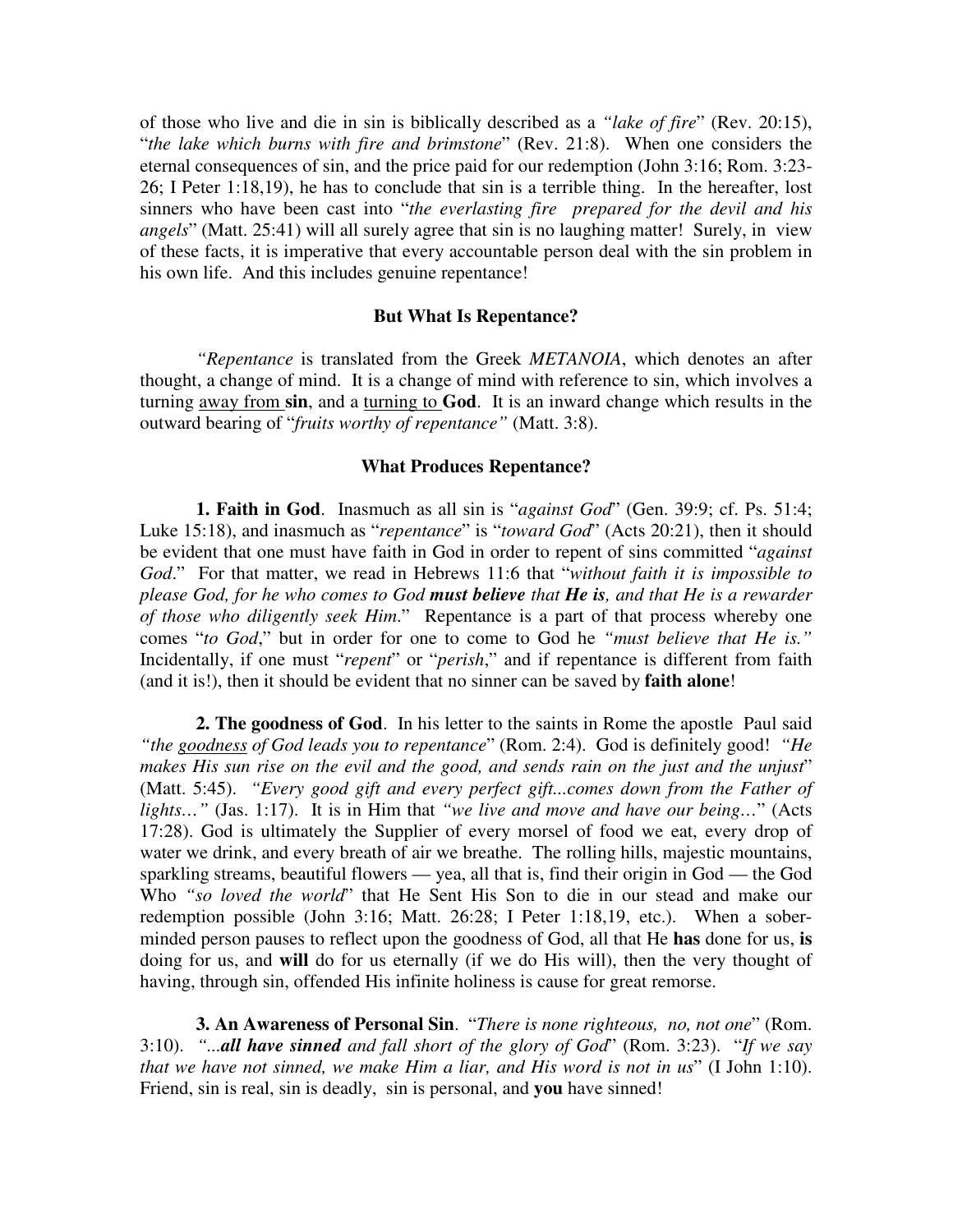of those who live and die in sin is biblically described as a *"lake of fire*" (Rev. 20:15), "*the lake which burns with fire and brimstone*" (Rev. 21:8). When one considers the eternal consequences of sin, and the price paid for our redemption (John 3:16; Rom. 3:23-26; I Peter 1:18,19), he has to conclude that sin is a terrible thing. In the hereafter, lost sinners who have been cast into "*the everlasting fire prepared for the devil and his angels*" (Matt. 25:41) will all surely agree that sin is no laughing matter! Surely, in view of these facts, it is imperative that every accountable person deal with the sin problem in his own life. And this includes genuine repentance!

### But What Is Repentance?

*"Repentance* is translated from the Greek *METANOIA*, which denotes an after thought, a change of mind. It is a change of mind with reference to sin, which involves a turning <u>away from</u> **sin**, and a <u>turning to</u> **God**. It is an inward change which results in the outward bearing of "*fruits worthy of repentance"* (Matt. 3:8).

### What Produces Repentance?

**1. Faith in God**. Inasmuch as all sin is "*against God*" (Gen. 39:9; cf. Ps. 51:4; Luke 15:18), and inasmuch as "*repentance*" is "*toward God*" (Acts 20:21), then it should be evident that one must have faith in God in order to repent of sins committed "*against God*." For that matter, we read in Hebrews 11:6 that "*without faith it is impossible to please God, for he who comes to God* ***must believe*** *that* ***He is****, and that He is a rewarder of those who diligently seek Him*." Repentance is a part of that process whereby one comes "*to God*," but in order for one to come to God he *"must believe that He is."* Incidentally, if one must "*repent*" or "*perish*," and if repentance is different from faith (and it is!), then it should be evident that no sinner can be saved by **faith alone**!

**2. The goodness of God**. In his letter to the saints in Rome the apostle Paul said *"the <u>goodness</u> of God leads you to repentance*" (Rom. 2:4). God is definitely good! *"He makes His sun rise on the evil and the good, and sends rain on the just and the unjust*" (Matt. 5:45). *"Every good gift and every perfect gift...comes down from the Father of lights…"* (Jas. 1:17). It is in Him that *"we live and move and have our being…*" (Acts 17:28). God is ultimately the Supplier of every morsel of food we eat, every drop of water we drink, and every breath of air we breathe. The rolling hills, majestic mountains, sparkling streams, beautiful flowers — yea, all that is, find their origin in God — the God Who *"so loved the world*" that He Sent His Son to die in our stead and make our redemption possible (John 3:16; Matt. 26:28; I Peter 1:18,19, etc.). When a sober-minded person pauses to reflect upon the goodness of God, all that He **has** done for us, **is** doing for us, and **will** do for us eternally (if we do His will), then the very thought of having, through sin, offended His infinite holiness is cause for great remorse.

**3. An Awareness of Personal Sin**. "*There is none righteous, no, not one*" (Rom. 3:10). *"...**all have sinned** and fall short of the glory of God*" (Rom. 3:23). "*If we say that we have not sinned, we make Him a liar, and His word is not in us*" (I John 1:10). Friend, sin is real, sin is deadly, sin is personal, and **you** have sinned!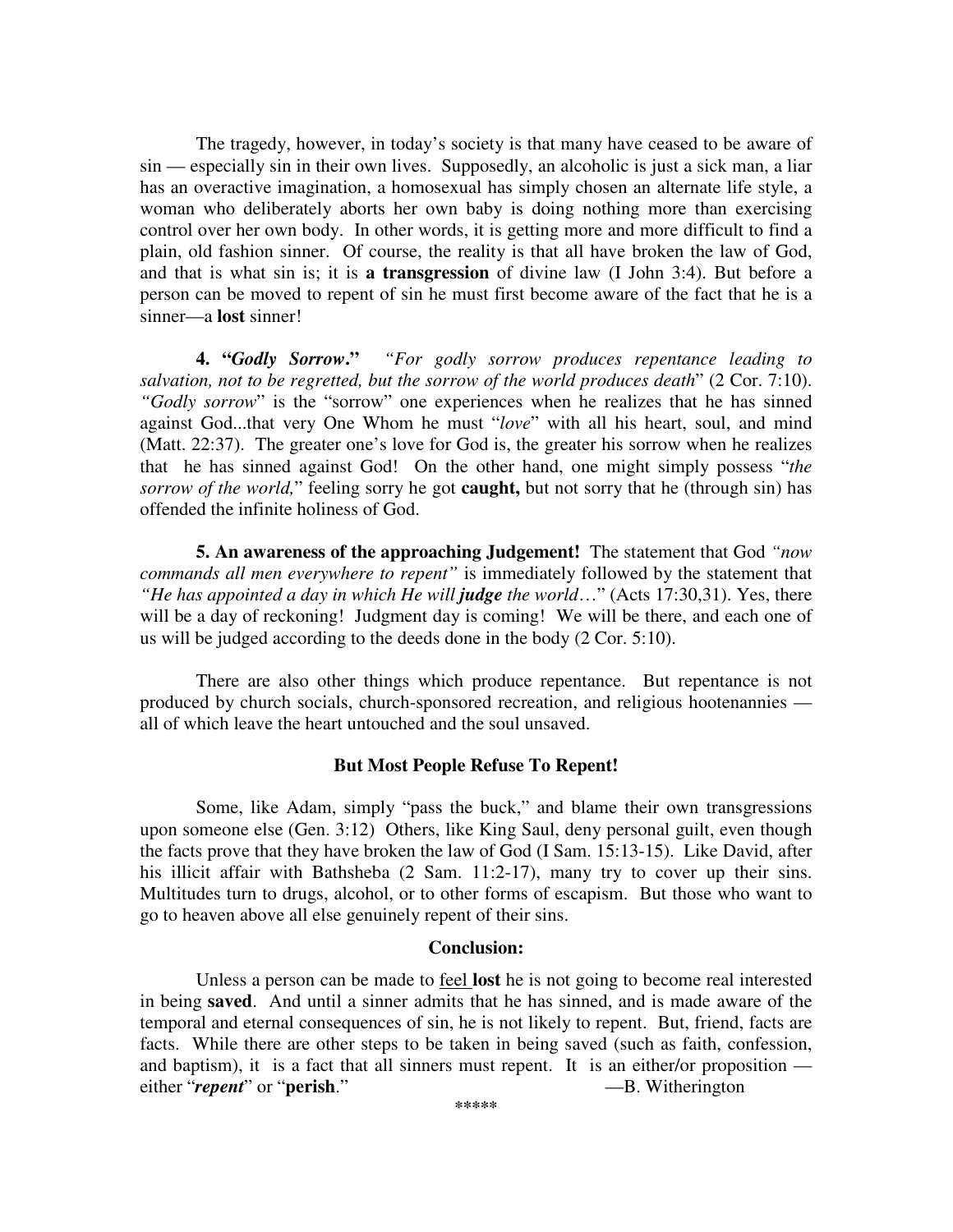The tragedy, however, in today's society is that many have ceased to be aware of sin — especially sin in their own lives. Supposedly, an alcoholic is just a sick man, a liar has an overactive imagination, a homosexual has simply chosen an alternate life style, a woman who deliberately aborts her own baby is doing nothing more than exercising control over her own body. In other words, it is getting more and more difficult to find a plain, old fashion sinner. Of course, the reality is that all have broken the law of God, and that is what sin is; it is **a transgression** of divine law (I John 3:4). But before a person can be moved to repent of sin he must first become aware of the fact that he is a sinner—a **lost** sinner!

**4. "*Godly Sorrow*."** *"For godly sorrow produces repentance leading to salvation, not to be regretted, but the sorrow of the world produces death*" (2 Cor. 7:10). *"Godly sorrow*" is the "sorrow" one experiences when he realizes that he has sinned against God...that very One Whom he must "*love*" with all his heart, soul, and mind (Matt. 22:37). The greater one's love for God is, the greater his sorrow when he realizes that he has sinned against God! On the other hand, one might simply possess "*the sorrow of the world,*" feeling sorry he got **caught,** but not sorry that he (through sin) has offended the infinite holiness of God.

**5. An awareness of the approaching Judgement!** The statement that God *"now commands all men everywhere to repent"* is immediately followed by the statement that *"He has appointed a day in which He will **judge** the world*…" (Acts 17:30,31). Yes, there will be a day of reckoning! Judgment day is coming! We will be there, and each one of us will be judged according to the deeds done in the body (2 Cor. 5:10).

There are also other things which produce repentance. But repentance is not produced by church socials, church-sponsored recreation, and religious hootenannies — all of which leave the heart untouched and the soul unsaved.

### But Most People Refuse To Repent!

Some, like Adam, simply "pass the buck," and blame their own transgressions upon someone else (Gen. 3:12) Others, like King Saul, deny personal guilt, even though the facts prove that they have broken the law of God (I Sam. 15:13-15). Like David, after his illicit affair with Bathsheba (2 Sam. 11:2-17), many try to cover up their sins. Multitudes turn to drugs, alcohol, or to other forms of escapism. But those who want to go to heaven above all else genuinely repent of their sins.

### Conclusion:

Unless a person can be made to <u>feel</u> **lost** he is not going to become real interested in being **saved**. And until a sinner admits that he has sinned, and is made aware of the temporal and eternal consequences of sin, he is not likely to repent. But, friend, facts are facts. While there are other steps to be taken in being saved (such as faith, confession, and baptism), it is a fact that all sinners must repent. It is an either/or proposition — either "***repent***" or "**perish**."

—B. Witherington

\*\*\*\*\*